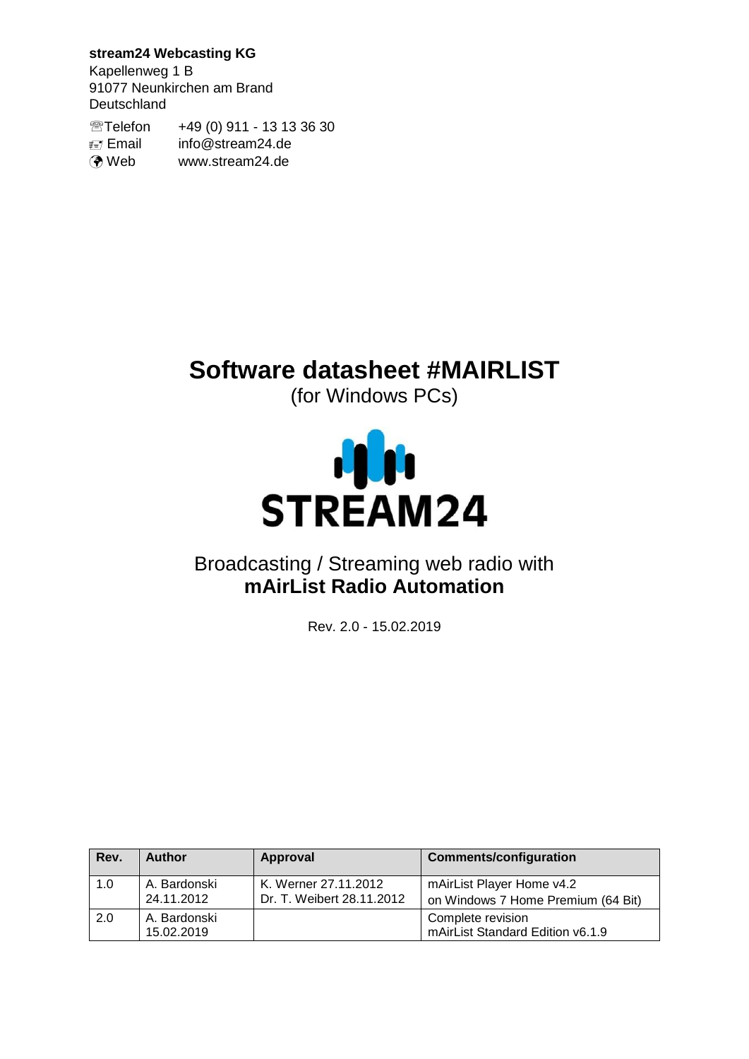**stream24 Webcasting KG**
Kapellenweg 1 B
91077 Neunkirchen am Brand
Deutschland

| | |
|---|---|
| ☏Telefon | +49 (0) 911 - 13 13 36 30 |
| Email | info@stream24.de |
| Web | www.stream24.de |

# Software datasheet #MAIRLIST

(for Windows PCs)

STREAM24

Broadcasting / Streaming web radio with
**mAirList Radio Automation**

Rev. 2.0 - 15.02.2019

| Rev. | Author | Approval | Comments/configuration |
|---|---|---|---|
| 1.0 | A. Bardonski 24.11.2012 | K. Werner 27.11.2012 Dr. T. Weibert 28.11.2012 | mAirList Player Home v4.2 on Windows 7 Home Premium (64 Bit) |
| 2.0 | A. Bardonski 15.02.2019 | | Complete revision mAirList Standard Edition v6.1.9 |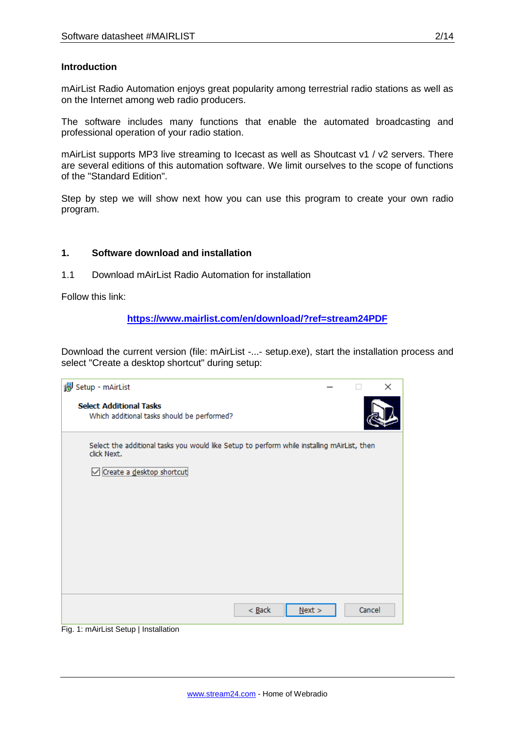## Introduction

mAirList Radio Automation enjoys great popularity among terrestrial radio stations as well as on the Internet among web radio producers.

The software includes many functions that enable the automated broadcasting and professional operation of your radio station.

mAirList supports MP3 live streaming to Icecast as well as Shoutcast v1 / v2 servers. There are several editions of this automation software. We limit ourselves to the scope of functions of the "Standard Edition".

Step by step we will show next how you can use this program to create your own radio program.

## 1. Software download and installation

### 1.1 Download mAirList Radio Automation for installation

Follow this link:

**https://www.mairlist.com/en/download/?ref=stream24PDF**

Download the current version (file: mAirList -...- setup.exe), start the installation process and select "Create a desktop shortcut" during setup:

Fig. 1: mAirList Setup | Installation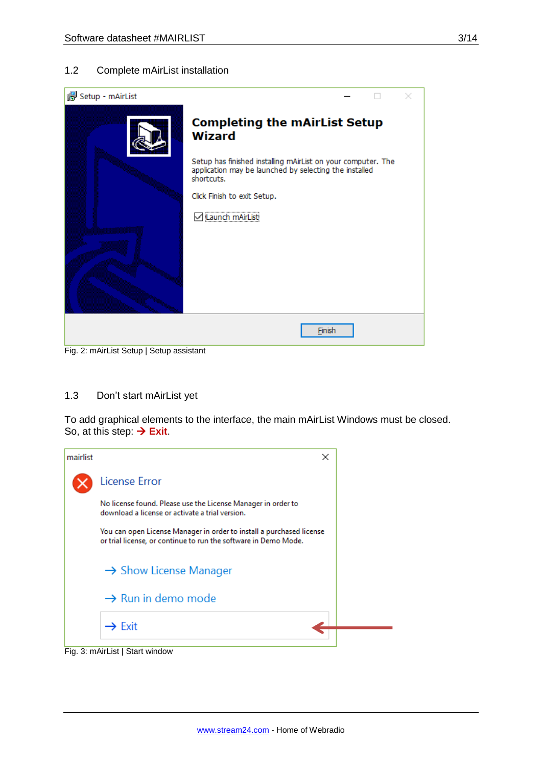## 1.2 Complete mAirList installation

Fig. 2: mAirList Setup | Setup assistant

## 1.3 Don't start mAirList yet

To add graphical elements to the interface, the main mAirList Windows must be closed. So, at this step: → **Exit**.

Fig. 3: mAirList | Start window

www.stream24.com - Home of Webradio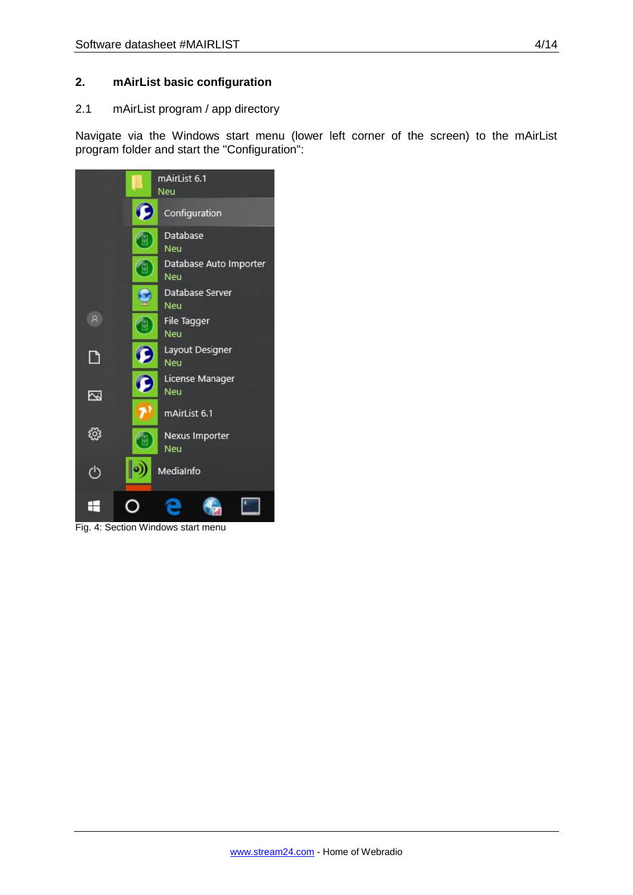## 2. mAirList basic configuration

### 2.1 mAirList program / app directory

Navigate via the Windows start menu (lower left corner of the screen) to the mAirList program folder and start the "Configuration":

Fig. 4: Section Windows start menu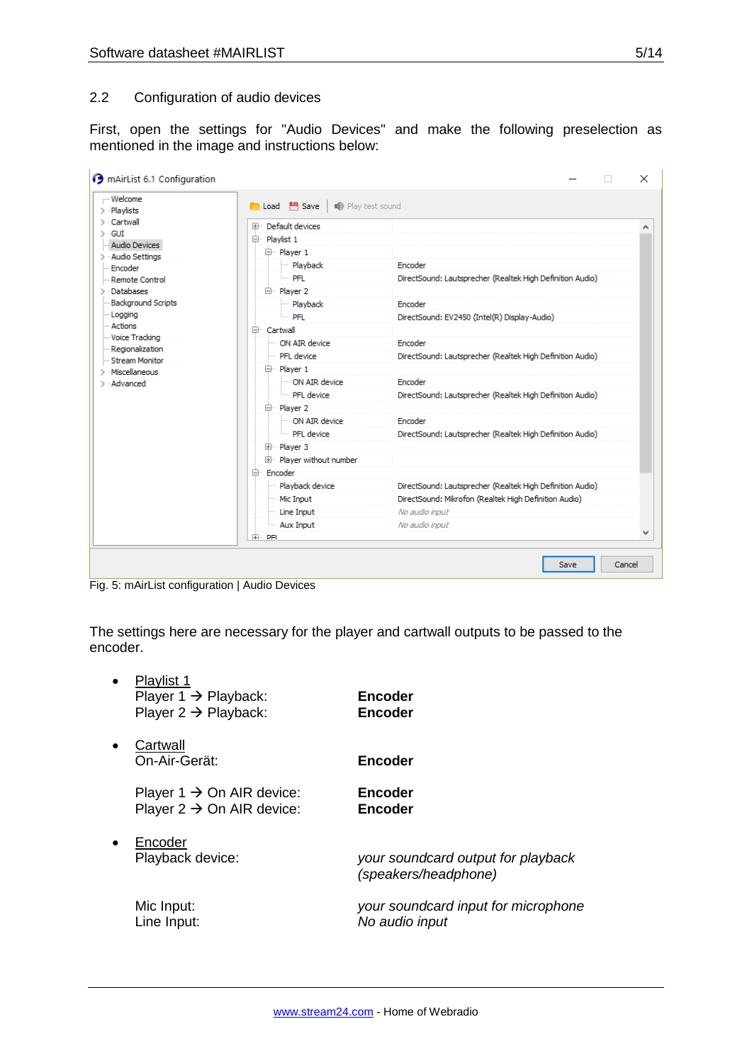## 2.2 Configuration of audio devices

First, open the settings for "Audio Devices" and make the following preselection as mentioned in the image and instructions below:

Fig. 5: mAirList configuration | Audio Devices

The settings here are necessary for the player and cartwall outputs to be passed to the encoder.

- Playlist 1
  Player 1 → Playback: **Encoder**
  Player 2 → Playback: **Encoder**

- Cartwall
  On-Air-Gerät: **Encoder**

  Player 1 → On AIR device: **Encoder**
  Player 2 → On AIR device: **Encoder**

- Encoder
  Playback device: *your soundcard output for playback (speakers/headphone)*

  Mic Input: *your soundcard input for microphone*
  Line Input: *No audio input*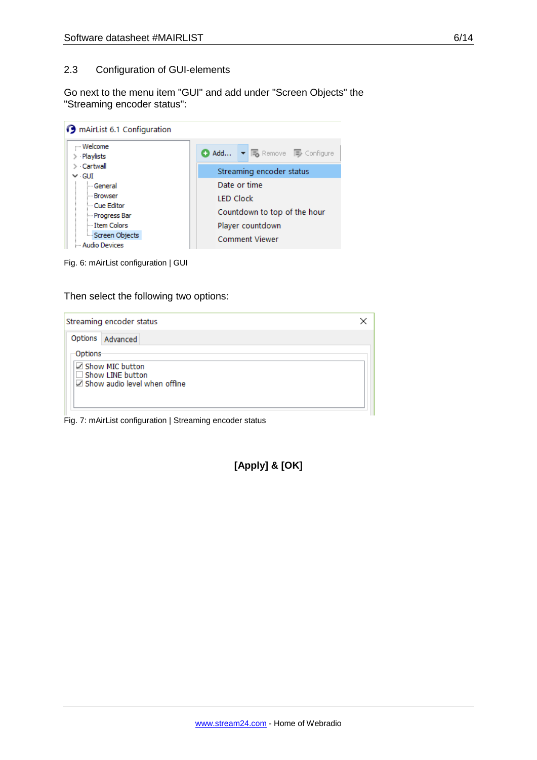## 2.3 Configuration of GUI-elements

Go next to the menu item "GUI" and add under "Screen Objects" the "Streaming encoder status":

Fig. 6: mAirList configuration | GUI

Then select the following two options:

Fig. 7: mAirList configuration | Streaming encoder status

**[Apply] & [OK]**

www.stream24.com - Home of Webradio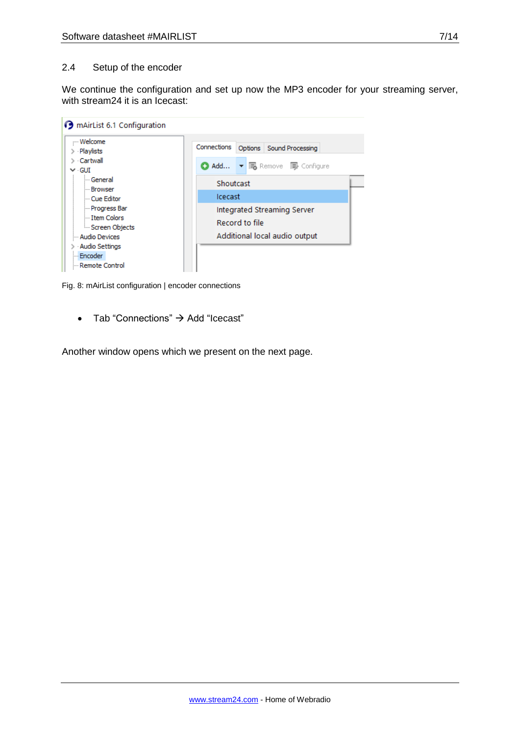## 2.4 Setup of the encoder

We continue the configuration and set up now the MP3 encoder for your streaming server, with stream24 it is an Icecast:

Fig. 8: mAirList configuration | encoder connections

- Tab "Connections" → Add "Icecast"

Another window opens which we present on the next page.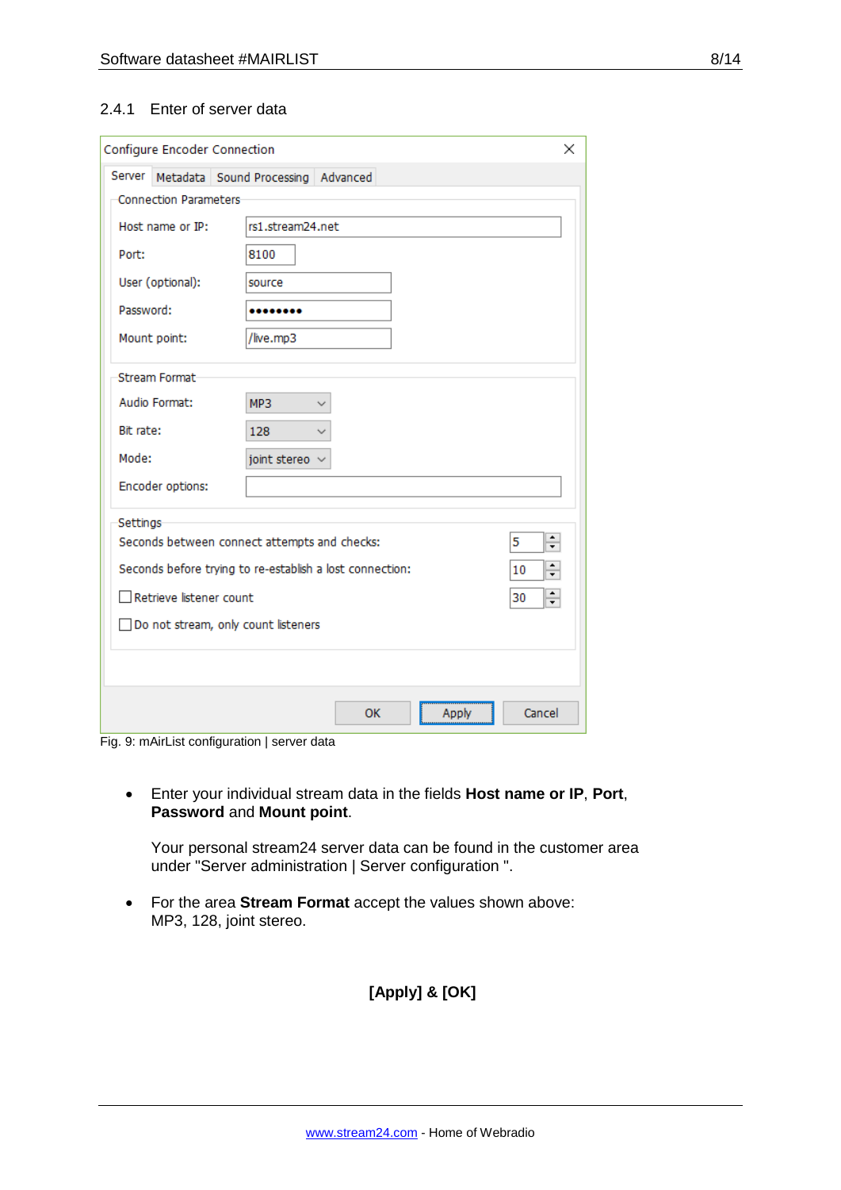### 2.4.1 Enter of server data

Fig. 9: mAirList configuration | server data

- Enter your individual stream data in the fields **Host name or IP**, **Port**, **Password** and **Mount point**.

  Your personal stream24 server data can be found in the customer area under "Server administration | Server configuration ".

- For the area **Stream Format** accept the values shown above: MP3, 128, joint stereo.

**[Apply] & [OK]**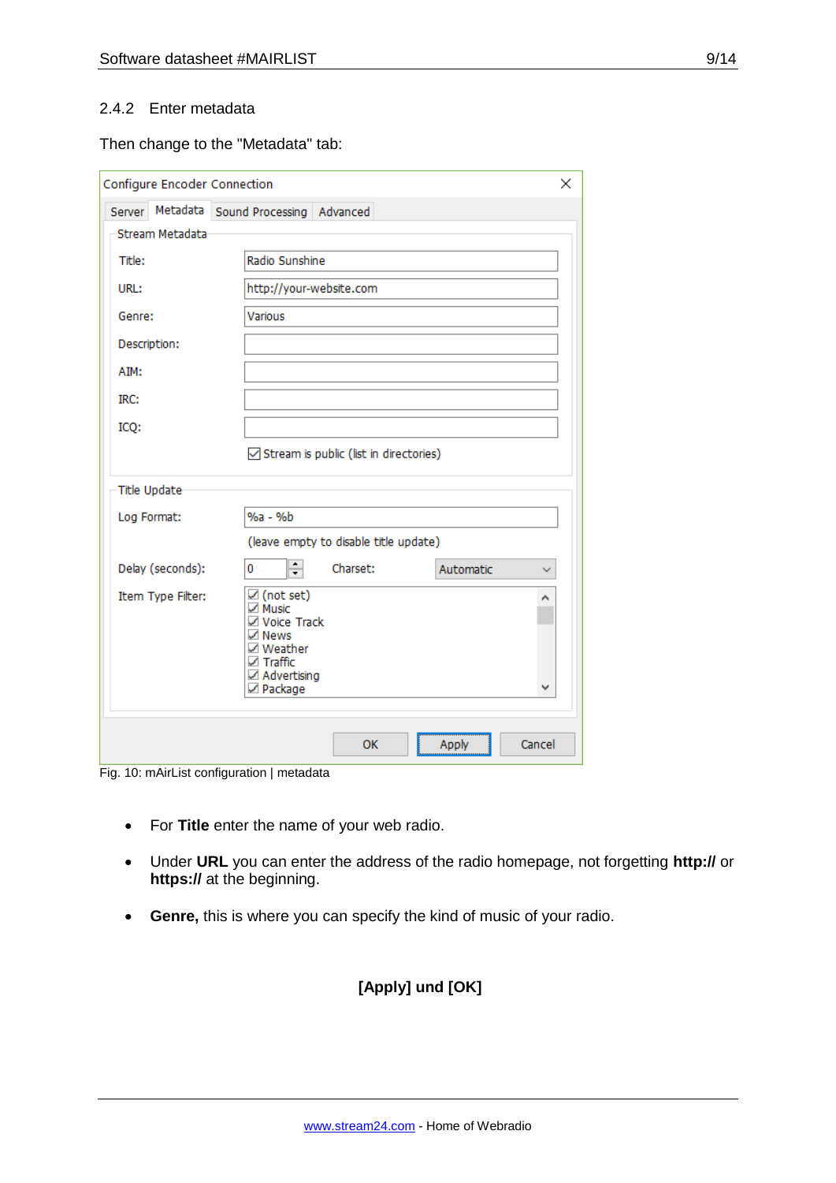### 2.4.2 Enter metadata

Then change to the "Metadata" tab:

Fig. 10: mAirList configuration | metadata

- For **Title** enter the name of your web radio.
- Under **URL** you can enter the address of the radio homepage, not forgetting **http://** or **https://** at the beginning.
- **Genre,** this is where you can specify the kind of music of your radio.

**[Apply] und [OK]**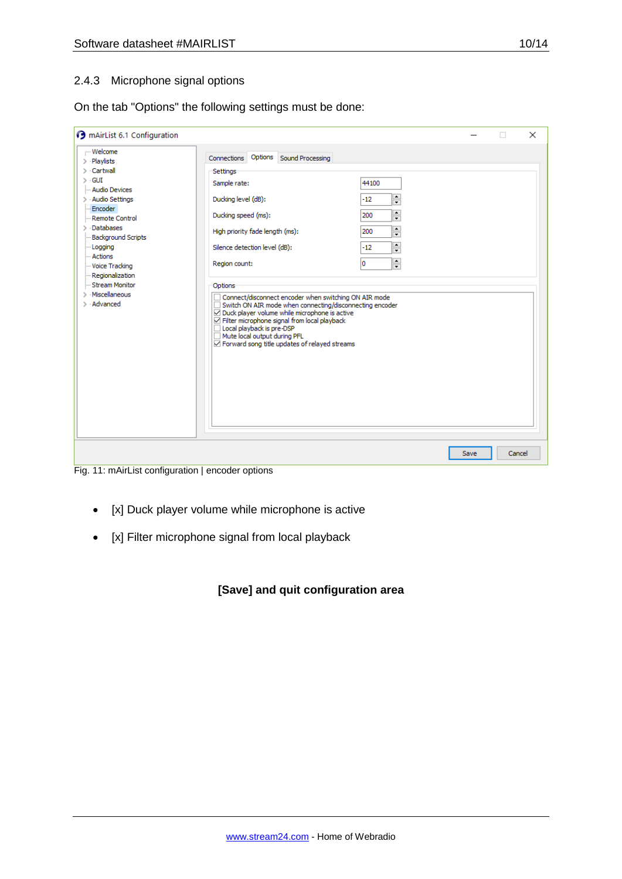### 2.4.3 Microphone signal options

On the tab "Options" the following settings must be done:

Fig. 11: mAirList configuration | encoder options

- [x] Duck player volume while microphone is active
- [x] Filter microphone signal from local playback

**[Save] and quit configuration area**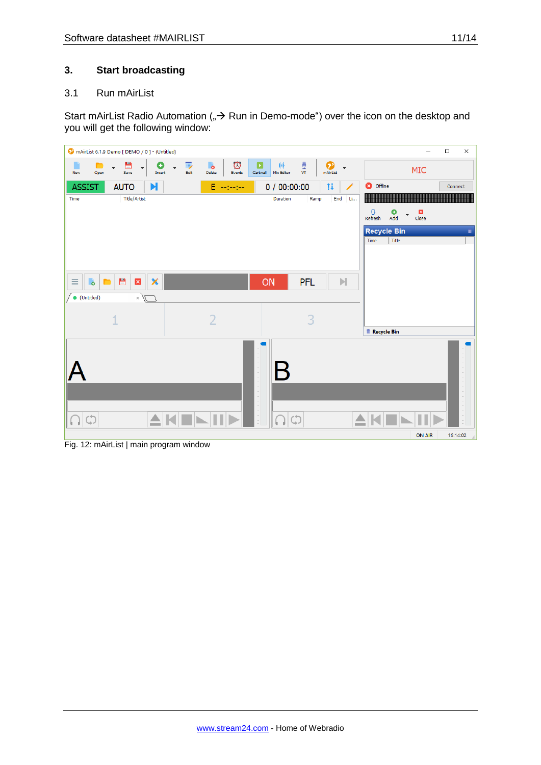## 3. Start broadcasting

### 3.1 Run mAirList

Start mAirList Radio Automation („→ Run in Demo-mode") over the icon on the desktop and you will get the following window:

Fig. 12: mAirList | main program window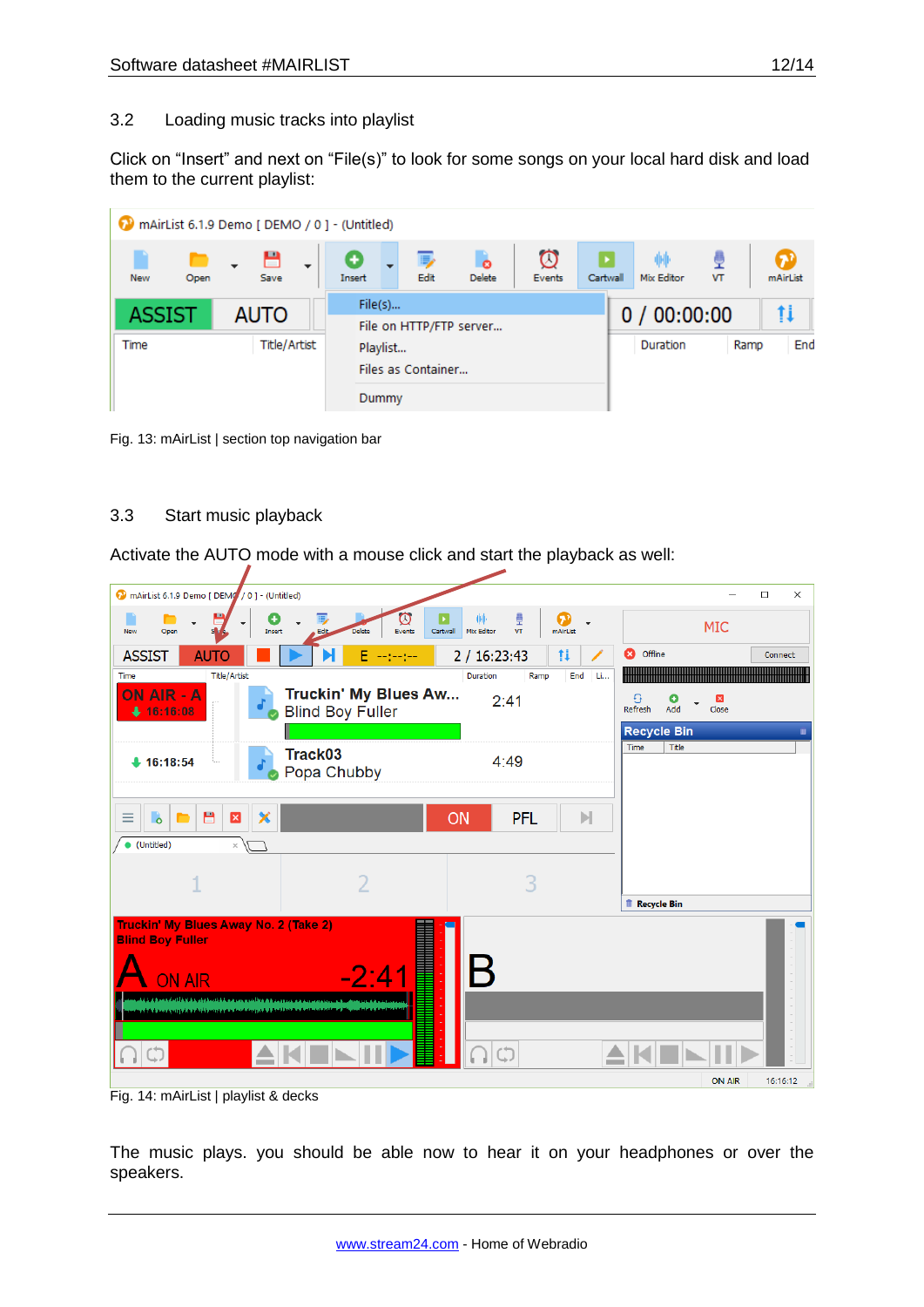## 3.2 Loading music tracks into playlist

Click on “Insert” and next on “File(s)” to look for some songs on your local hard disk and load them to the current playlist:

Fig. 13: mAirList | section top navigation bar

## 3.3 Start music playback

Activate the AUTO mode with a mouse click and start the playback as well:

Fig. 14: mAirList | playlist & decks

The music plays. you should be able now to hear it on your headphones or over the speakers.

[www.stream24.com](http://www.stream24.com) - Home of Webradio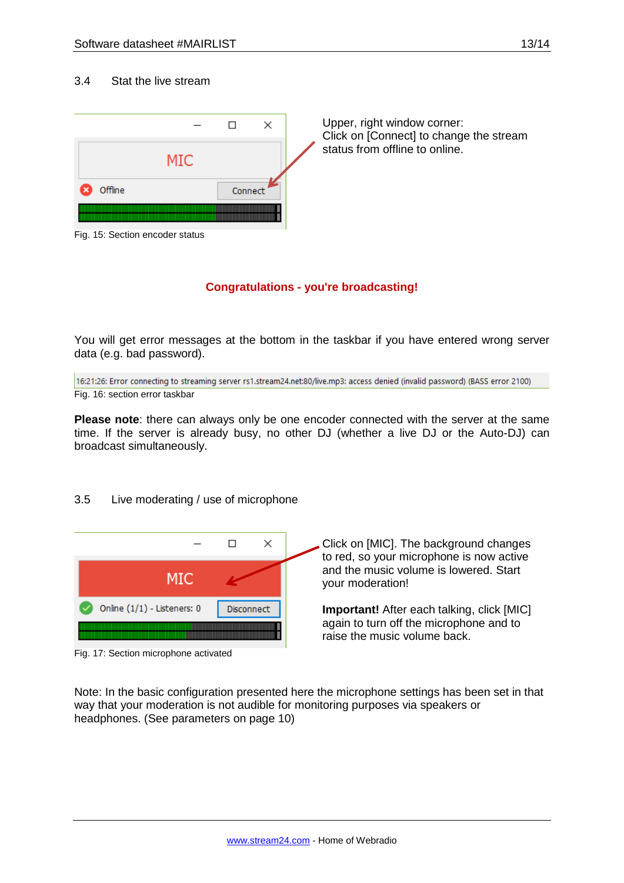### 3.4 Stat the live stream

Upper, right window corner:
Click on [Connect] to change the stream status from offline to online.

Fig. 15: Section encoder status

**Congratulations - you're broadcasting!**

You will get error messages at the bottom in the taskbar if you have entered wrong server data (e.g. bad password).

16:21:26: Error connecting to streaming server rs1.stream24.net:80/live.mp3: access denied (invalid password) (BASS error 2100)

Fig. 16: section error taskbar

**Please note**: there can always only be one encoder connected with the server at the same time. If the server is already busy, no other DJ (whether a live DJ or the Auto-DJ) can broadcast simultaneously.

### 3.5 Live moderating / use of microphone

Click on [MIC]. The background changes to red, so your microphone is now active and the music volume is lowered. Start your moderation!

**Important!** After each talking, click [MIC] again to turn off the microphone and to raise the music volume back.

Fig. 17: Section microphone activated

Note: In the basic configuration presented here the microphone settings has been set in that way that your moderation is not audible for monitoring purposes via speakers or headphones. (See parameters on page 10)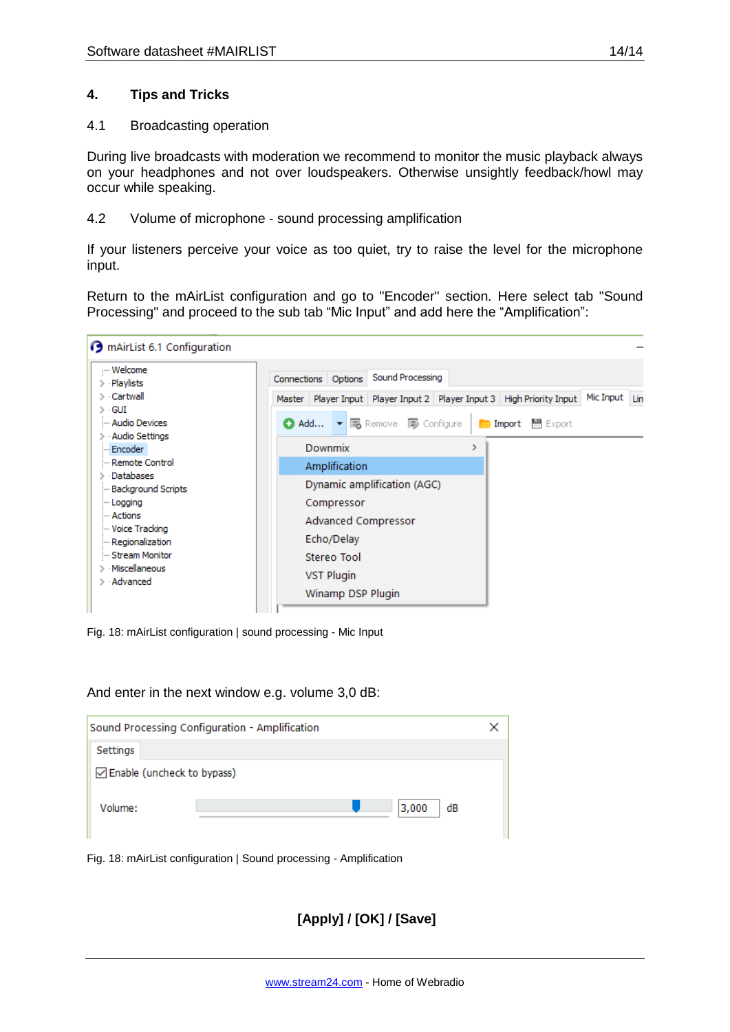## 4. Tips and Tricks

### 4.1 Broadcasting operation

During live broadcasts with moderation we recommend to monitor the music playback always on your headphones and not over loudspeakers. Otherwise unsightly feedback/howl may occur while speaking.

### 4.2 Volume of microphone - sound processing amplification

If your listeners perceive your voice as too quiet, try to raise the level for the microphone input.

Return to the mAirList configuration and go to "Encoder" section. Here select tab "Sound Processing" and proceed to the sub tab “Mic Input” and add here the “Amplification”:

Fig. 18: mAirList configuration | sound processing - Mic Input

And enter in the next window e.g. volume 3,0 dB:

Fig. 18: mAirList configuration | Sound processing - Amplification

**[Apply] / [OK] / [Save]**

www.stream24.com - Home of Webradio